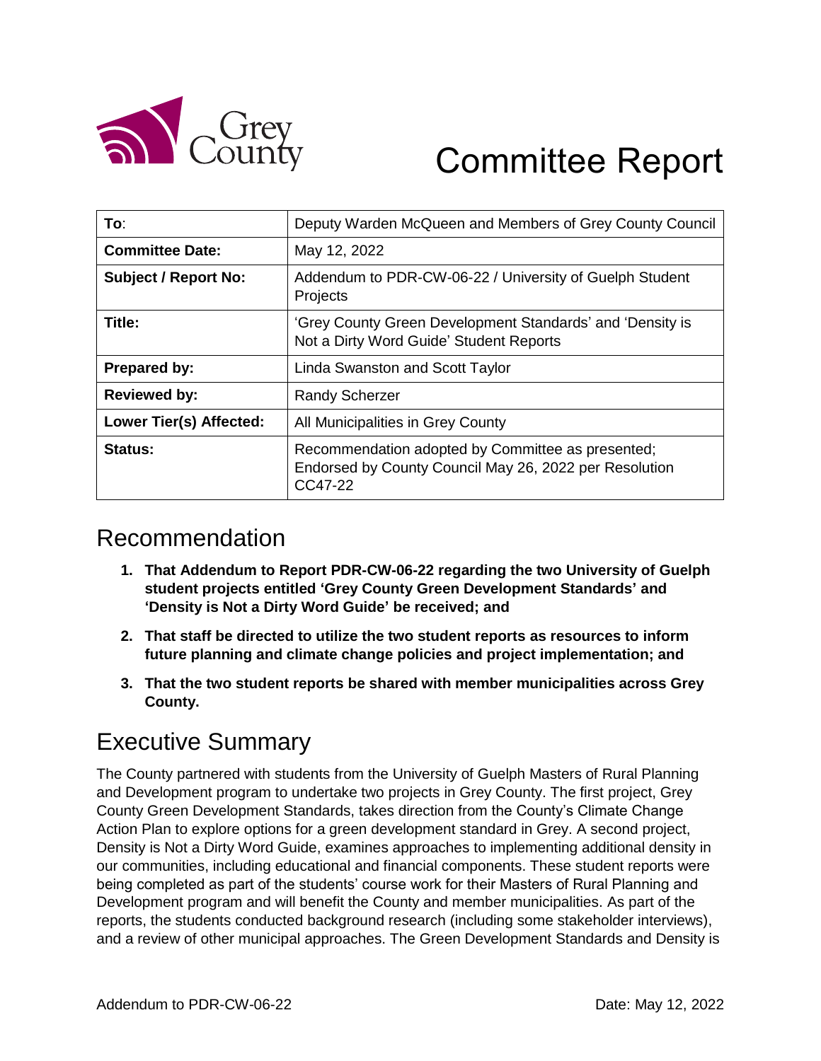# Committee Report

| To: | Deputy Warden McQueen and Members of Grey County Council |
|---|---|
| **Committee Date:** | May 12, 2022 |
| **Subject / Report No:** | Addendum to PDR-CW-06-22 / University of Guelph Student Projects |
| **Title:** | 'Grey County Green Development Standards' and 'Density is Not a Dirty Word Guide' Student Reports |
| **Prepared by:** | Linda Swanston and Scott Taylor |
| **Reviewed by:** | Randy Scherzer |
| **Lower Tier(s) Affected:** | All Municipalities in Grey County |
| **Status:** | Recommendation adopted by Committee as presented; Endorsed by County Council May 26, 2022 per Resolution CC47-22 |

## Recommendation

1. **That Addendum to Report PDR-CW-06-22 regarding the two University of Guelph student projects entitled 'Grey County Green Development Standards' and 'Density is Not a Dirty Word Guide' be received; and**
2. **That staff be directed to utilize the two student reports as resources to inform future planning and climate change policies and project implementation; and**
3. **That the two student reports be shared with member municipalities across Grey County.**

## Executive Summary

The County partnered with students from the University of Guelph Masters of Rural Planning and Development program to undertake two projects in Grey County. The first project, Grey County Green Development Standards, takes direction from the County's Climate Change Action Plan to explore options for a green development standard in Grey. A second project, Density is Not a Dirty Word Guide, examines approaches to implementing additional density in our communities, including educational and financial components. These student reports were being completed as part of the students' course work for their Masters of Rural Planning and Development program and will benefit the County and member municipalities. As part of the reports, the students conducted background research (including some stakeholder interviews), and a review of other municipal approaches. The Green Development Standards and Density is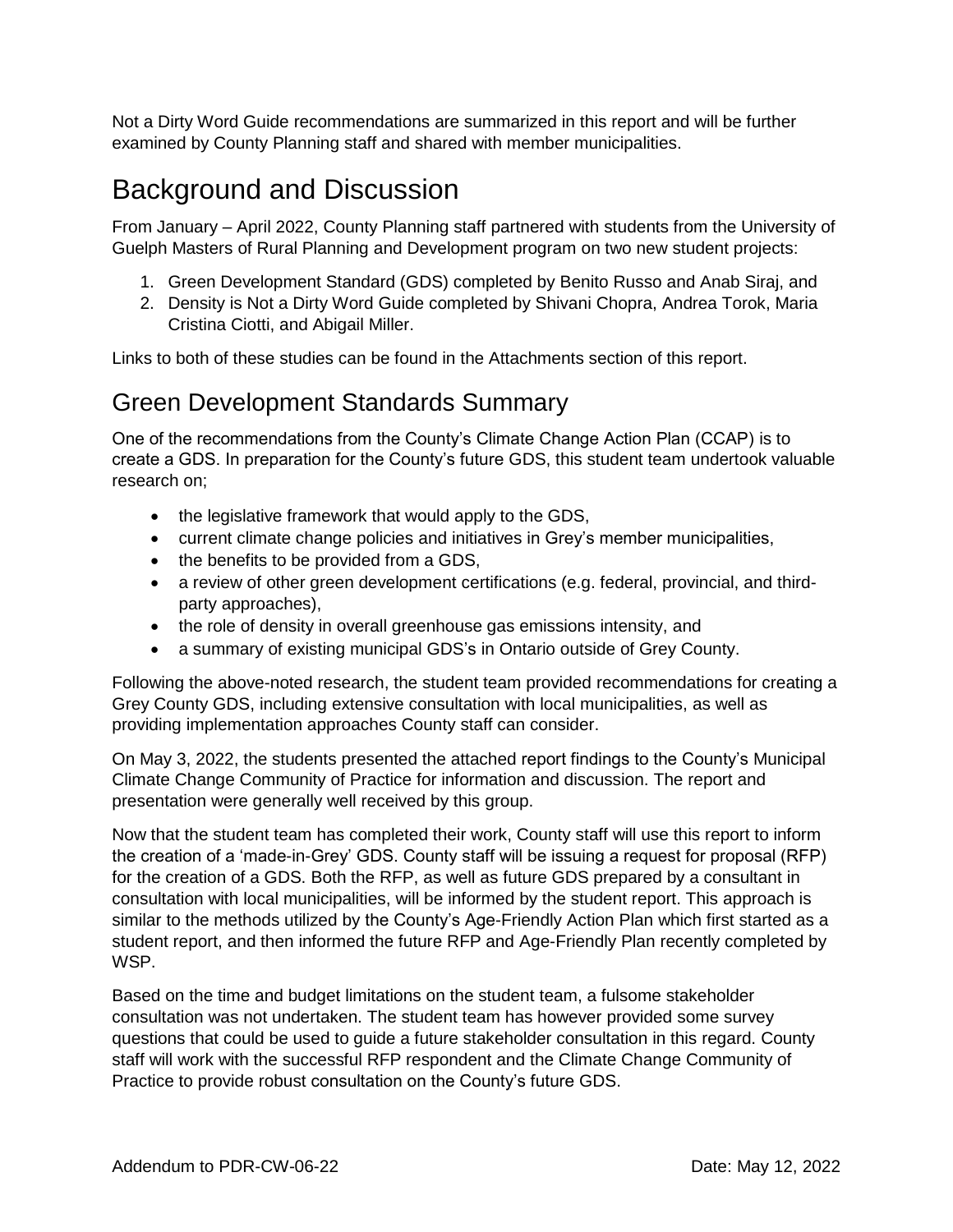Not a Dirty Word Guide recommendations are summarized in this report and will be further examined by County Planning staff and shared with member municipalities.

# Background and Discussion

From January – April 2022, County Planning staff partnered with students from the University of Guelph Masters of Rural Planning and Development program on two new student projects:

1. Green Development Standard (GDS) completed by Benito Russo and Anab Siraj, and
2. Density is Not a Dirty Word Guide completed by Shivani Chopra, Andrea Torok, Maria Cristina Ciotti, and Abigail Miller.

Links to both of these studies can be found in the Attachments section of this report.

## Green Development Standards Summary

One of the recommendations from the County's Climate Change Action Plan (CCAP) is to create a GDS. In preparation for the County's future GDS, this student team undertook valuable research on;

- the legislative framework that would apply to the GDS,
- current climate change policies and initiatives in Grey's member municipalities,
- the benefits to be provided from a GDS,
- a review of other green development certifications (e.g. federal, provincial, and third-party approaches),
- the role of density in overall greenhouse gas emissions intensity, and
- a summary of existing municipal GDS's in Ontario outside of Grey County.

Following the above-noted research, the student team provided recommendations for creating a Grey County GDS, including extensive consultation with local municipalities, as well as providing implementation approaches County staff can consider.

On May 3, 2022, the students presented the attached report findings to the County's Municipal Climate Change Community of Practice for information and discussion. The report and presentation were generally well received by this group.

Now that the student team has completed their work, County staff will use this report to inform the creation of a 'made-in-Grey' GDS. County staff will be issuing a request for proposal (RFP) for the creation of a GDS. Both the RFP, as well as future GDS prepared by a consultant in consultation with local municipalities, will be informed by the student report. This approach is similar to the methods utilized by the County's Age-Friendly Action Plan which first started as a student report, and then informed the future RFP and Age-Friendly Plan recently completed by WSP.

Based on the time and budget limitations on the student team, a fulsome stakeholder consultation was not undertaken. The student team has however provided some survey questions that could be used to guide a future stakeholder consultation in this regard. County staff will work with the successful RFP respondent and the Climate Change Community of Practice to provide robust consultation on the County's future GDS.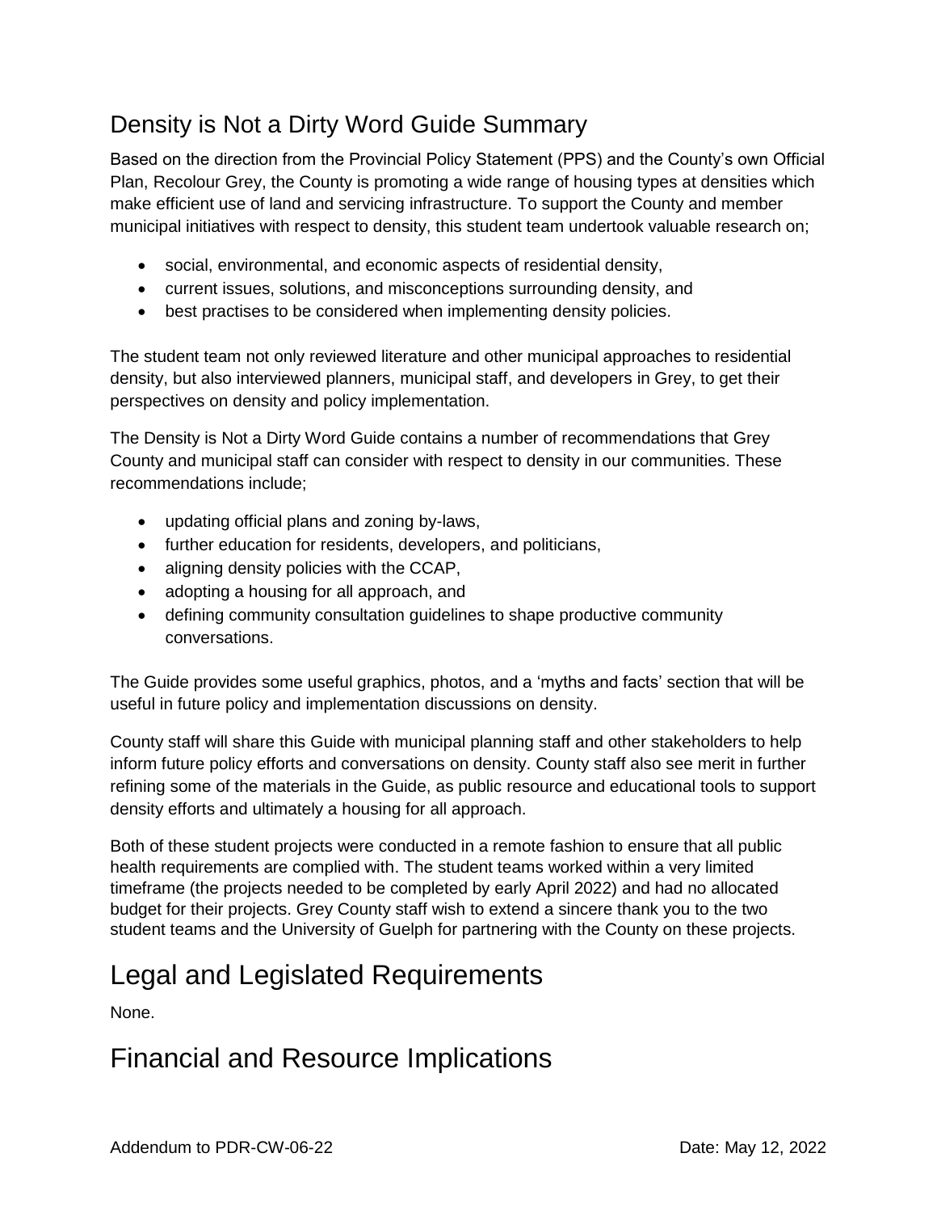## Density is Not a Dirty Word Guide Summary

Based on the direction from the Provincial Policy Statement (PPS) and the County's own Official Plan, Recolour Grey, the County is promoting a wide range of housing types at densities which make efficient use of land and servicing infrastructure. To support the County and member municipal initiatives with respect to density, this student team undertook valuable research on;

- social, environmental, and economic aspects of residential density,
- current issues, solutions, and misconceptions surrounding density, and
- best practises to be considered when implementing density policies.

The student team not only reviewed literature and other municipal approaches to residential density, but also interviewed planners, municipal staff, and developers in Grey, to get their perspectives on density and policy implementation.

The Density is Not a Dirty Word Guide contains a number of recommendations that Grey County and municipal staff can consider with respect to density in our communities. These recommendations include;

- updating official plans and zoning by-laws,
- further education for residents, developers, and politicians,
- aligning density policies with the CCAP,
- adopting a housing for all approach, and
- defining community consultation guidelines to shape productive community conversations.

The Guide provides some useful graphics, photos, and a 'myths and facts' section that will be useful in future policy and implementation discussions on density.

County staff will share this Guide with municipal planning staff and other stakeholders to help inform future policy efforts and conversations on density. County staff also see merit in further refining some of the materials in the Guide, as public resource and educational tools to support density efforts and ultimately a housing for all approach.

Both of these student projects were conducted in a remote fashion to ensure that all public health requirements are complied with. The student teams worked within a very limited timeframe (the projects needed to be completed by early April 2022) and had no allocated budget for their projects. Grey County staff wish to extend a sincere thank you to the two student teams and the University of Guelph for partnering with the County on these projects.

# Legal and Legislated Requirements

None.

# Financial and Resource Implications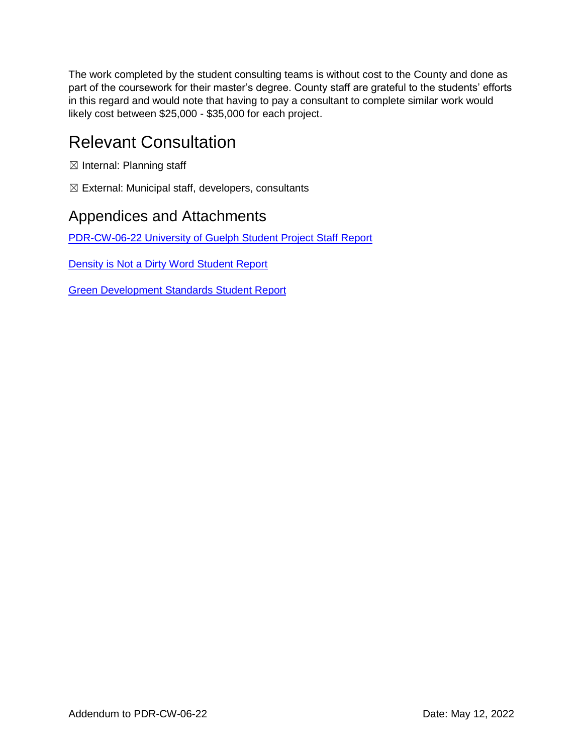The work completed by the student consulting teams is without cost to the County and done as part of the coursework for their master's degree. County staff are grateful to the students' efforts in this regard and would note that having to pay a consultant to complete similar work would likely cost between $25,000 - $35,000 for each project.

## Relevant Consultation

☒ Internal: Planning staff

☒ External: Municipal staff, developers, consultants

### Appendices and Attachments

PDR-CW-06-22 University of Guelph Student Project Staff Report

Density is Not a Dirty Word Student Report

Green Development Standards Student Report